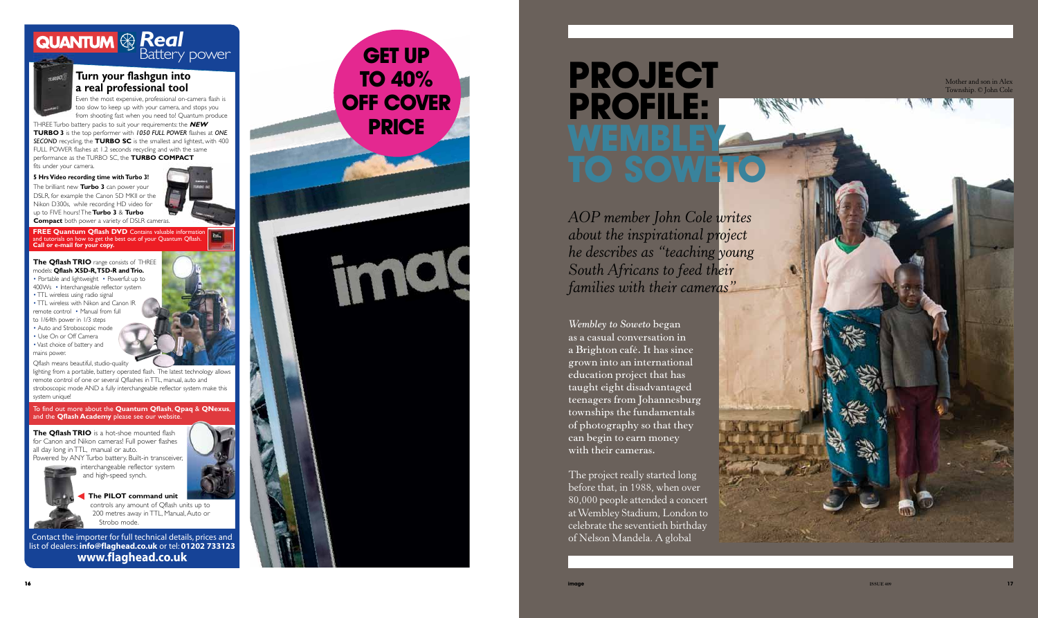# QUANTUM Real Battery power

## Turn your flashgun into a real professional tool

Even the most expensive, professional on-camera flash is too slow to keep up with your camera, and stops you from shooting fast when you need to! Quantum produce THREE Turbo battery packs to suit your requirements: the ***NEW* TURBO 3** is the top performer with *1050 FULL POWER* flashes at *ONE SECOND* recycling, the **TURBO SC** is the smallest and lightest, with 400 FULL POWER flashes at 1.2 seconds recycling and with the same performance as the TURBO SC, the **TURBO COMPACT** fits under your camera.

**5 Hrs Video recording time with Turbo 3!**

The brilliant new **Turbo 3** can power your DSLR, for example the Canon 5D MKII or the Nikon D300s, while recording HD video for up to FIVE hours! The **Turbo 3** & **Turbo Compact** both power a variety of DSLR cameras.

**FREE Quantum Qflash DVD** Contains valuable information and tutorials on how to get the best out of your Quantum Qflash. **Call or e-mail for your copy.**

**The Qflash TRIO** range consists of THREE models: **Qflash X5D-R, T5D-R and Trio.**

- Portable and lightweight
- Powerful: up to 400Ws
- Interchangeable reflector system
- TTL wireless using radio signal
- TTL wireless with Nikon and Canon IR remote control
- Manual from full to 1/64th power in 1/3 steps
- Auto and Stroboscopic mode
- Use On or Off Camera
- Vast choice of battery and mains power.

Qflash means beautiful, studio-quality lighting from a portable, battery operated flash. The latest technology allows remote control of one or several Qflashes in TTL, manual, auto and stroboscopic mode AND a fully interchangeable reflector system make this system unique!

To find out more about the **Quantum Qflash**, **Qpaq** & **QNexus**, and the **Qflash Academy** please see our website.

**The Qflash TRIO** is a hot-shoe mounted flash for Canon and Nikon cameras! Full power flashes all day long in TTL, manual or auto. Powered by ANY Turbo battery. Built-in transceiver, interchangeable reflector system and high-speed synch.

**The PILOT command unit** controls any amount of Qflash units up to 200 metres away in TTL, Manual, Auto or Strobo mode.

Contact the importer for full technical details, prices and list of dealers: **info@flaghead.co.uk** or tel: **01202 733123**
**www.flaghead.co.uk**

GET UP TO 40% OFF COVER PRICE

# PROJECT PROFILE: WEMBLEY TO SOWETO

*AOP member John Cole writes about the inspirational project he describes as "teaching young South Africans to feed their families with their cameras"*

*Wembley to Soweto* began as a casual conversation in a Brighton café. It has since grown into an international education project that has taught eight disadvantaged teenagers from Johannesburg townships the fundamentals of photography so that they can begin to earn money with their cameras.

The project really started long before that, in 1988, when over 80,000 people attended a concert at Wembley Stadium, London to celebrate the seventieth birthday of Nelson Mandela. A global

Mother and son in Alex Township. © John Cole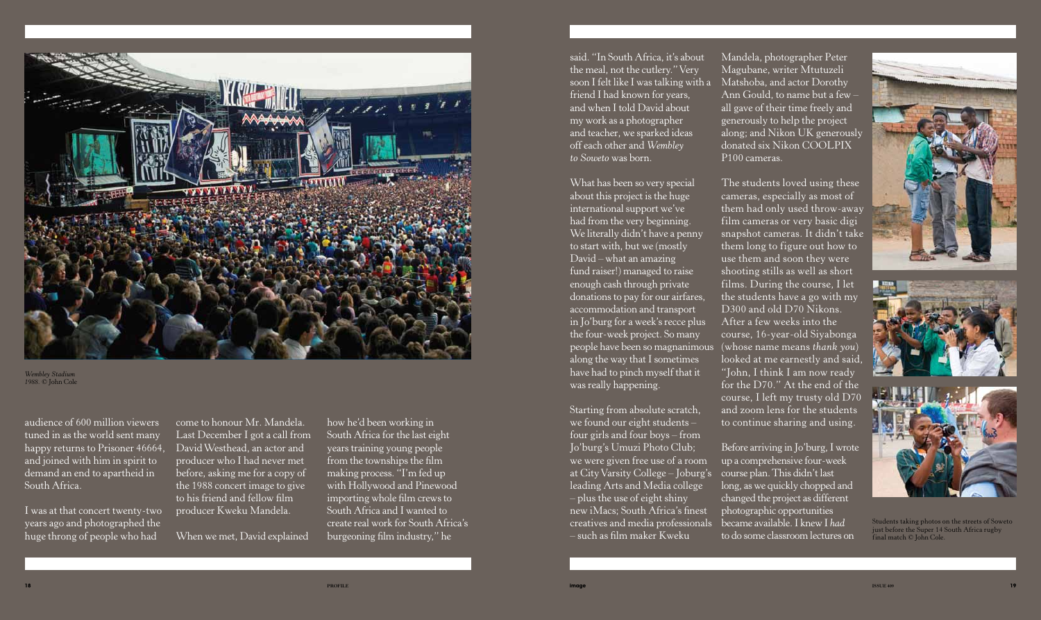*Wembley Stadium 1988.* © John Cole

audience of 600 million viewers tuned in as the world sent many happy returns to Prisoner 46664, and joined with him in spirit to demand an end to apartheid in South Africa.

I was at that concert twenty-two years ago and photographed the huge throng of people who had come to honour Mr. Mandela. Last December I got a call from David Westhead, an actor and producer who I had never met before, asking me for a copy of the 1988 concert image to give to his friend and fellow film producer Kweku Mandela.

When we met, David explained how he'd been working in South Africa for the last eight years training young people from the townships the film making process. "I'm fed up with Hollywood and Pinewood importing whole film crews to South Africa and I wanted to create real work for South Africa's burgeoning film industry," he said. "In South Africa, it's about the meal, not the cutlery." Very soon I felt like I was talking with a friend I had known for years, and when I told David about my work as a photographer and teacher, we sparked ideas off each other and *Wembley to Soweto* was born.

What has been so very special about this project is the huge international support we've had from the very beginning. We literally didn't have a penny to start with, but we (mostly David – what an amazing fund raiser!) managed to raise enough cash through private donations to pay for our airfares, accommodation and transport in Jo'burg for a week's recce plus the four-week project. So many people have been so magnanimous along the way that I sometimes have had to pinch myself that it was really happening.

Starting from absolute scratch, we found our eight students – four girls and four boys – from Jo'burg's Umuzi Photo Club; we were given free use of a room at City Varsity College – Joburg's leading Arts and Media college – plus the use of eight shiny new iMacs; South Africa's finest creatives and media professionals – such as film maker Kweku Mandela, photographer Peter Magubane, writer Mtutuzeli Matshoba, and actor Dorothy Ann Gould, to name but a few – all gave of their time freely and generously to help the project along; and Nikon UK generously donated six Nikon COOLPIX P100 cameras.

The students loved using these cameras, especially as most of them had only used throw-away film cameras or very basic digi snapshot cameras. It didn't take them long to figure out how to use them and soon they were shooting stills as well as short films. During the course, I let the students have a go with my D300 and old D70 Nikons. After a few weeks into the course, 16-year-old Siyabonga (whose name means *thank you*) looked at me earnestly and said, "John, I think I am now ready for the D70." At the end of the course, I left my trusty old D70 and zoom lens for the students to continue sharing and using.

Before arriving in Jo'burg, I wrote up a comprehensive four-week course plan. This didn't last long, as we quickly chopped and changed the project as different photographic opportunities became available. I knew I *had* to do some classroom lectures on

Students taking photos on the streets of Soweto just before the Super 14 South Africa rugby final match © John Cole.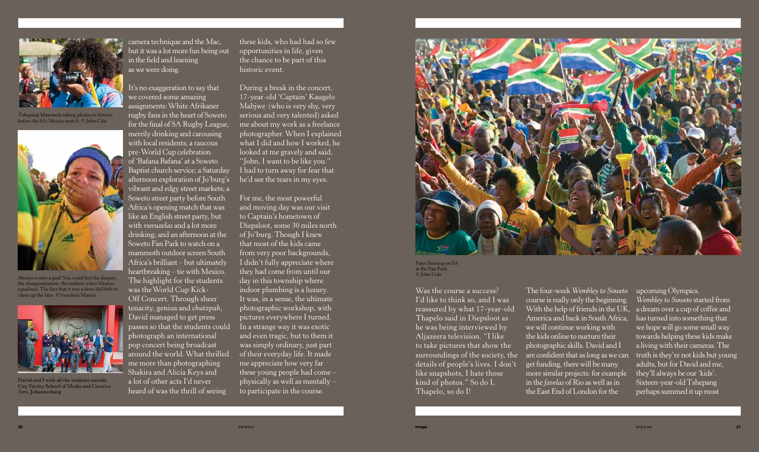Tshepang Masemola taking photos in Soweto before the SA/Mexico match. © John Cole

Mexico scores a goal! You could feel the despair, the disappointment, the sadness when Mexico equalised. The fact that it was a draw did little to cheer up the fans. © Vuyokazi Manini

David and I with all the students outside City Varsity School of Media and Creative Arts, Johannesburg

camera technique and the Mac, but it was a lot more fun being out in the field and learning as we were doing.

It's no exaggeration to say that we covered some amazing assignments: White Afrikaner rugby fans in the heart of Soweto for the final of SA Rugby League, merrily drinking and carousing with local residents; a raucous pre-World Cup celebration of 'Bafana Bafana' at a Soweto Baptist church service; a Saturday afternoon exploration of Jo'burg's vibrant and edgy street markets; a Soweto street party before South Africa's opening match that was like an English street party, but with *vuvuzelas* and a lot more drinking; and an afternoon at the Soweto Fan Park to watch on a mammoth outdoor screen South Africa's brilliant – but ultimately heartbreaking – tie with Mexico. The highlight for the students was the World Cup Kick-Off Concert. Through sheer tenacity, genius and *chutzpah*, David managed to get press passes so that the students could photograph an international pop concert being broadcast around the world. What thrilled me more than photographing Shakira and Alicia Keys and a lot of other acts I'd never heard of was the thrill of seeing these kids, who had had so few opportunities in life, given the chance to be part of this historic event.

During a break in the concert, 17-year-old 'Captain' Kaugelo Mabjwe (who is very shy, very serious and very talented) asked me about my work as a freelance photographer. When I explained what I did and how I worked, he looked at me gravely and said, "John, I want to be like you." I had to turn away for fear that he'd see the tears in my eyes.

For me, the most powerful and moving day was our visit to Captain's hometown of Diepsloot, some 30 miles north of Jo'burg. Though I knew that most of the kids came from very poor backgrounds, I didn't fully appreciate where they had come from until our day in this township where indoor plumbing is a luxury. It was, in a sense, the ultimate photographic workshop, with pictures everywhere I turned. In a strange way it was exotic and even tragic, but to them it was simply ordinary, just part of their everyday life. It made me appreciate how very far these young people had come – physically as well as mentally – to participate in the course.

Fans cheering on SA at the Fan Park. © John Cole

Was the course a success? I'd like to think so, and I was reassured by what 17-year-old Thapelo said in Diepsloot as he was being interviewed by Aljazeera television. "I like to take pictures that show the surroundings of the society, the details of people's lives. I don't like snapshots, I hate those kind of photos." So do I, Thapelo, so do I!

The four-week *Wembley to Soweto* course is really only the beginning. With the help of friends in the UK, America and back in South Africa, we will continue working with the kids online to nurture their photographic skills. David and I are confident that as long as we can get funding, there will be many more similar projects: for example in the *favelas* of Rio as well as in the East End of London for the upcoming Olympics. *Wembley to Soweto* started from a dream over a cup of coffee and has turned into something that we hope will go some small way towards helping these kids make a living with their cameras. The truth is they're not kids but young adults, but for David and me, they'll always be our 'kids'. Sixteen-year-old Tshepang perhaps summed it up most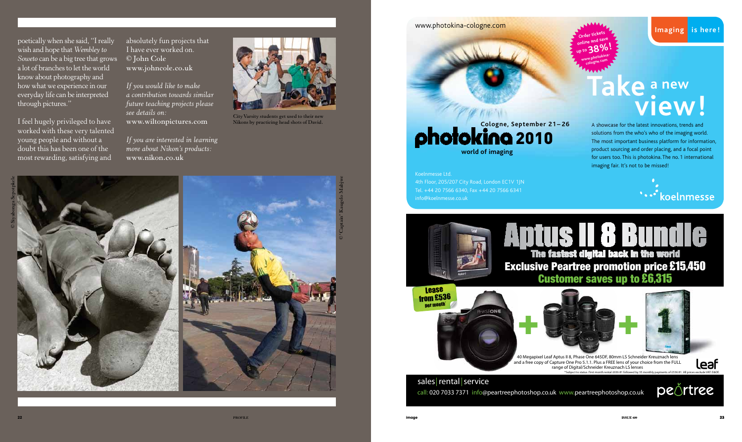poetically when she said, "I really wish and hope that *Wembley to Soweto* can be a big tree that grows a lot of branches to let the world know about photography and how what we experience in our everyday life can be interpreted through pictures."

I feel hugely privileged to have worked with these very talented young people and without a doubt this has been one of the most rewarding, satisfying and absolutely fun projects that I have ever worked on.
© John Cole
www.johncole.co.uk

*If you would like to make a contribution towards similar future teaching projects please see details on:*
www.wiltonpictures.com

*If you are interested in learning more about Nikon's products:*
www.nikon.co.uk

City Varsity students get used to their new Nikons by practicing head shots of David.

© Siyabonga Sesotyele

© 'Captain' Kaugelo Mabijwe

www.photokina-cologne.com

Order tickets online and save up to 38%! www.photokina-cologne.com

Imaging is here!

# Take a new view!

Cologne, September 21–26
photokina 2010
world of imaging

A showcase for the latest innovations, trends and solutions from the who's who of the imaging world. The most important business platform for information, product sourcing and order placing, and a focal point for users too. This is photokina. The no. 1 international imaging fair. It's not to be missed!

Koelnmesse Ltd.
4th Floor, 205/207 City Road, London EC1V 1JN
Tel. +44 20 7566 6340, Fax +44 20 7566 6341
info@koelnmesse.co.uk

koelnmesse

# Aptus II 8 Bundle

**The fastest digital back in the world**

**Exclusive Peartree promotion price £15,450**

**Customer saves up to £6,315**

Lease from £536 per month*

40 Megapixel Leaf Aptus II 8, Phase One 645DF, 80mm LS Schneider Kreuznach lens and a free copy of Capture One Pro 5.1.1. Plus a FREE lens of your choice from the FULL range of Digital/Schneider Kreuznach LS lenses

*Subject to status. First month rental £636.81 followed by 35 monthly payments of £536.81. All prices exclude VAT. E&OE

leaf

sales | rental | service

call: 020 7033 7371 info@peartreephotoshop.co.uk www.peartreephotoshop.co.uk

peartree